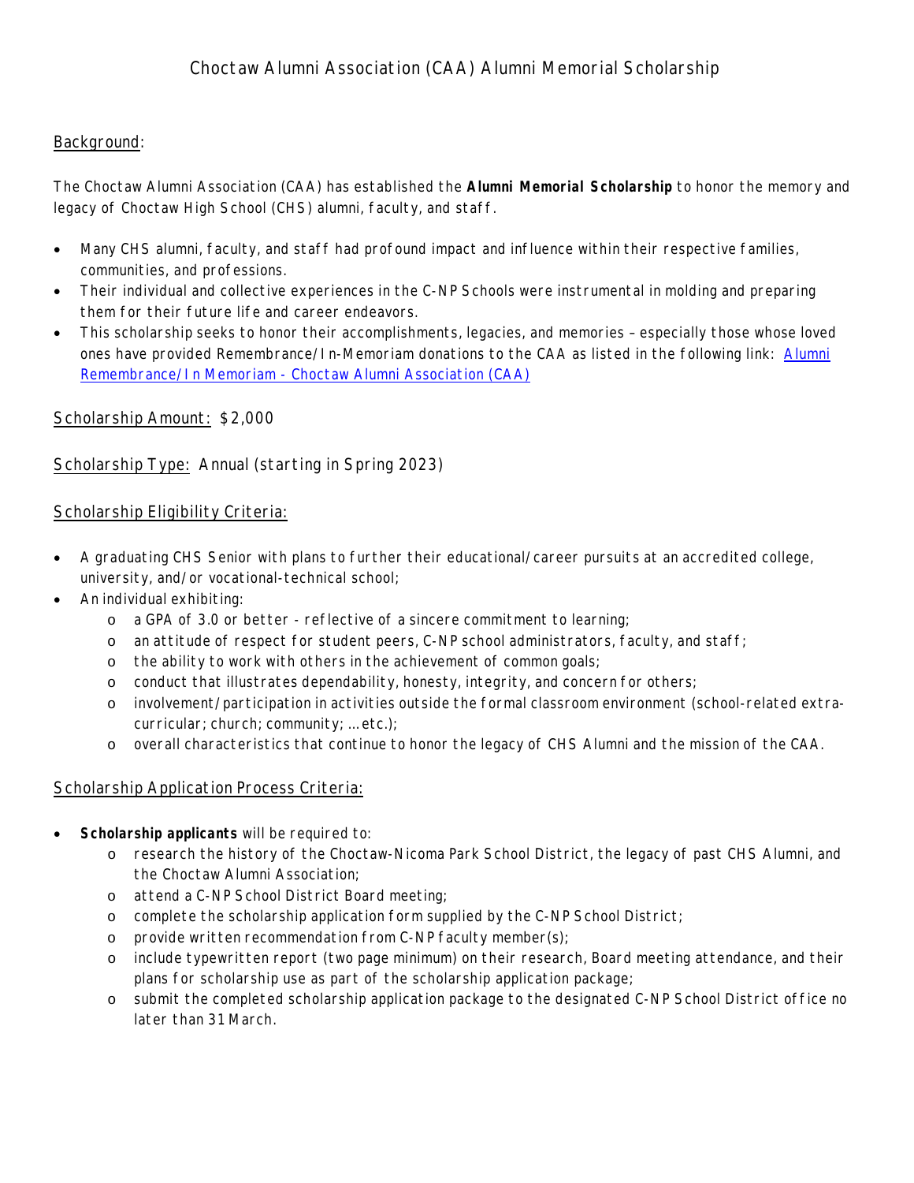# Choctaw Alumni Association (CAA) Alumni Memorial Scholarship

<u>Background</u>:

The Choctaw Alumni Association (CAA) has established the **Alumni Memorial Scholarship** to honor the memory and legacy of Choctaw High School (CHS) alumni, faculty, and staff.

- Many CHS alumni, faculty, and staff had profound impact and influence within their respective families, communities, and professions.
- Their individual and collective experiences in the C-NP Schools were instrumental in molding and preparing them for their future life and career endeavors.
- This scholarship seeks to honor their accomplishments, legacies, and memories – especially those whose loved ones have provided Remembrance/In-Memoriam donations to the CAA as listed in the following link: Alumni Remembrance/In Memoriam - Choctaw Alumni Association (CAA)

<u>Scholarship Amount:</u> $2,000

<u>Scholarship Type:</u> Annual (starting in Spring 2023)

<u>Scholarship Eligibility Criteria:</u>

- A graduating CHS Senior with plans to further their educational/career pursuits at an accredited college, university, and/or vocational-technical school;
- An individual exhibiting:
  - a GPA of 3.0 or better - reflective of a sincere commitment to learning;
  - an attitude of respect for student peers, C-NP school administrators, faculty, and staff;
  - the ability to work with others in the achievement of common goals;
  - conduct that illustrates dependability, honesty, integrity, and concern for others;
  - involvement/participation in activities outside the formal classroom environment (school-related extra-curricular; church; community; …etc.);
  - overall characteristics that continue to honor the legacy of CHS Alumni and the mission of the CAA.

<u>Scholarship Application Process Criteria:</u>

- **Scholarship applicants** will be required to:
  - research the history of the Choctaw-Nicoma Park School District, the legacy of past CHS Alumni, and the Choctaw Alumni Association;
  - attend a C-NP School District Board meeting;
  - complete the scholarship application form supplied by the C-NP School District;
  - provide written recommendation from C-NP faculty member(s);
  - include typewritten report (two page minimum) on their research, Board meeting attendance, and their plans for scholarship use as part of the scholarship application package;
  - submit the completed scholarship application package to the designated C-NP School District office no later than 31 March.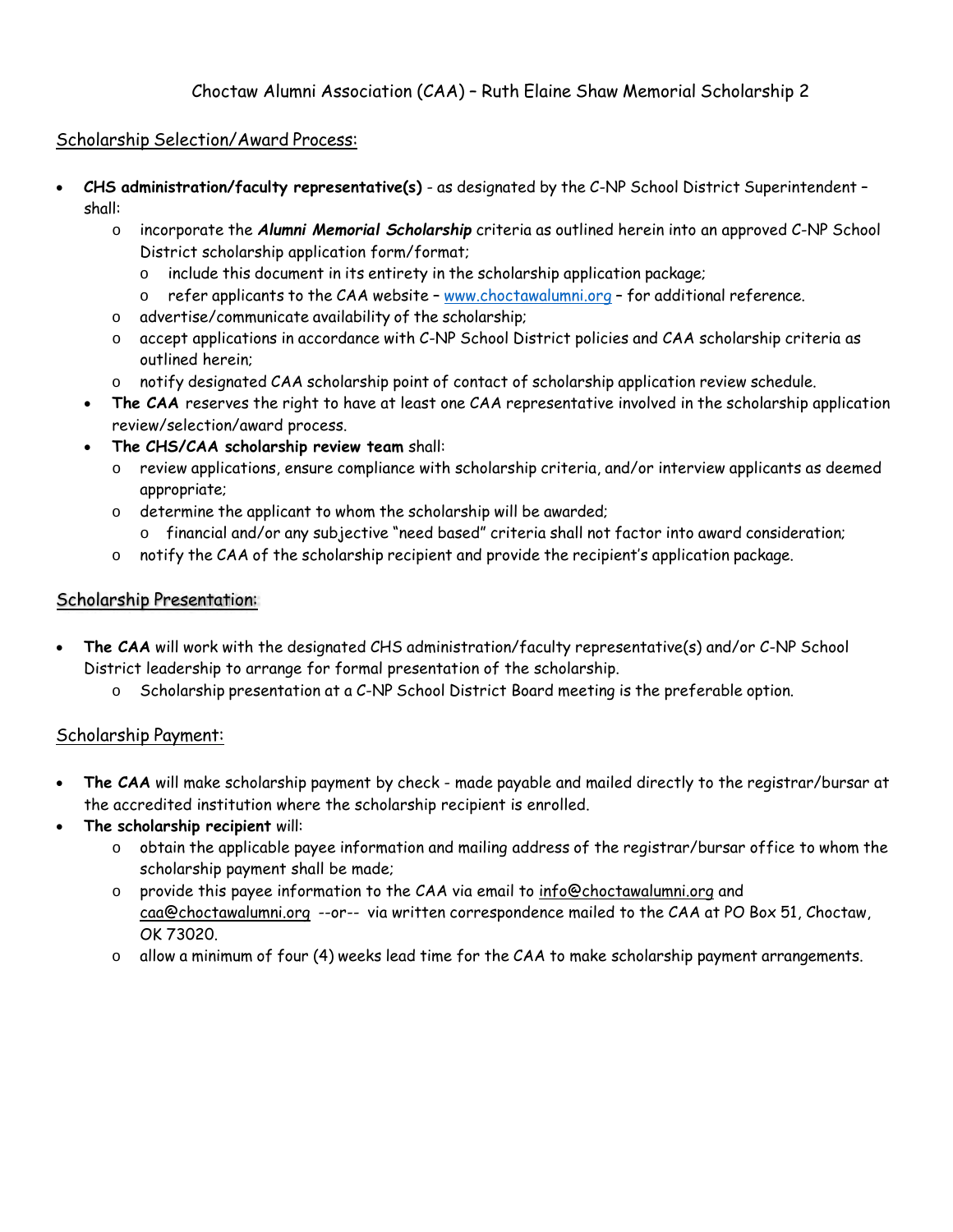Choctaw Alumni Association (CAA) – Ruth Elaine Shaw Memorial Scholarship

## Scholarship Selection/Award Process:

- **CHS administration/faculty representative(s)** - as designated by the C-NP School District Superintendent – shall:
  - incorporate the ***Alumni Memorial Scholarship*** criteria as outlined herein into an approved C-NP School District scholarship application form/format;
    - include this document in its entirety in the scholarship application package;
    - refer applicants to the CAA website – www.choctawalumni.org – for additional reference.
  - advertise/communicate availability of the scholarship;
  - accept applications in accordance with C-NP School District policies and CAA scholarship criteria as outlined herein;
  - notify designated CAA scholarship point of contact of scholarship application review schedule.
- **The CAA** reserves the right to have at least one CAA representative involved in the scholarship application review/selection/award process.
- **The CHS/CAA scholarship review team** shall:
  - review applications, ensure compliance with scholarship criteria, and/or interview applicants as deemed appropriate;
  - determine the applicant to whom the scholarship will be awarded;
    - financial and/or any subjective "need based" criteria shall not factor into award consideration;
  - notify the CAA of the scholarship recipient and provide the recipient's application package.

## Scholarship Presentation:

- **The CAA** will work with the designated CHS administration/faculty representative(s) and/or C-NP School District leadership to arrange for formal presentation of the scholarship.
  - Scholarship presentation at a C-NP School District Board meeting is the preferable option.

## Scholarship Payment:

- **The CAA** will make scholarship payment by check - made payable and mailed directly to the registrar/bursar at the accredited institution where the scholarship recipient is enrolled.
- **The scholarship recipient** will:
  - obtain the applicable payee information and mailing address of the registrar/bursar office to whom the scholarship payment shall be made;
  - provide this payee information to the CAA via email to info@choctawalumni.org and caa@choctawalumni.org --or-- via written correspondence mailed to the CAA at PO Box 51, Choctaw, OK 73020.
  - allow a minimum of four (4) weeks lead time for the CAA to make scholarship payment arrangements.